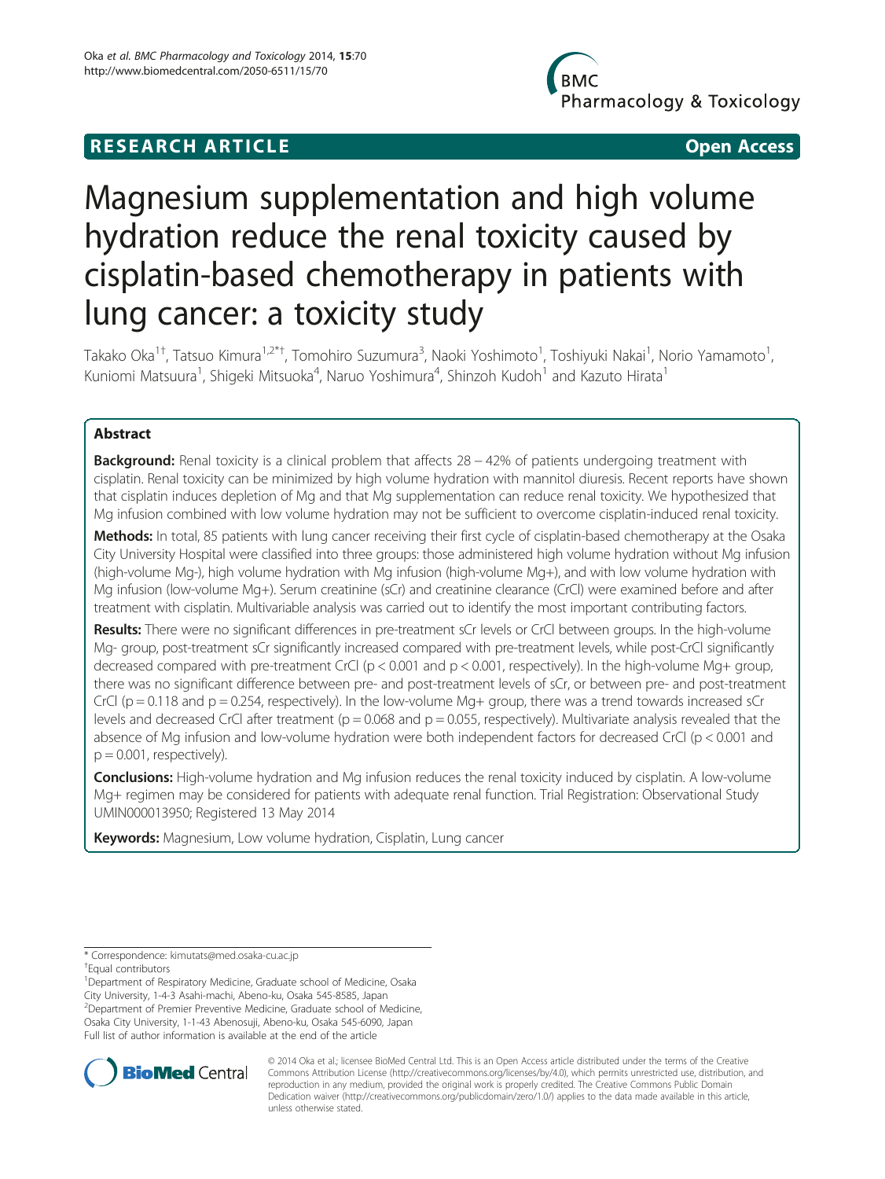**RESEARCH ARTICLE** **Open Access**

# Magnesium supplementation and high volume hydration reduce the renal toxicity caused by cisplatin-based chemotherapy in patients with lung cancer: a toxicity study

Takako Oka[1†], Tatsuo Kimura[1,2*†], Tomohiro Suzumura[3], Naoki Yoshimoto[1], Toshiyuki Nakai[1], Norio Yamamoto[1], Kuniomi Matsuura[1], Shigeki Mitsuoka[4], Naruo Yoshimura[4], Shinzoh Kudoh[1] and Kazuto Hirata[1]

## Abstract

**Background:** Renal toxicity is a clinical problem that affects 28 – 42% of patients undergoing treatment with cisplatin. Renal toxicity can be minimized by high volume hydration with mannitol diuresis. Recent reports have shown that cisplatin induces depletion of Mg and that Mg supplementation can reduce renal toxicity. We hypothesized that Mg infusion combined with low volume hydration may not be sufficient to overcome cisplatin-induced renal toxicity.

**Methods:** In total, 85 patients with lung cancer receiving their first cycle of cisplatin-based chemotherapy at the Osaka City University Hospital were classified into three groups: those administered high volume hydration without Mg infusion (high-volume Mg-), high volume hydration with Mg infusion (high-volume Mg+), and with low volume hydration with Mg infusion (low-volume Mg+). Serum creatinine (sCr) and creatinine clearance (CrCl) were examined before and after treatment with cisplatin. Multivariable analysis was carried out to identify the most important contributing factors.

**Results:** There were no significant differences in pre-treatment sCr levels or CrCl between groups. In the high-volume Mg- group, post-treatment sCr significantly increased compared with pre-treatment levels, while post-CrCl significantly decreased compared with pre-treatment CrCl ($p < 0.001$ and $p < 0.001$, respectively). In the high-volume Mg+ group, there was no significant difference between pre- and post-treatment levels of sCr, or between pre- and post-treatment CrCl ($p = 0.118$ and $p = 0.254$, respectively). In the low-volume Mg+ group, there was a trend towards increased sCr levels and decreased CrCl after treatment ($p = 0.068$ and $p = 0.055$, respectively). Multivariate analysis revealed that the absence of Mg infusion and low-volume hydration were both independent factors for decreased CrCl ($p < 0.001$ and $p = 0.001$, respectively).

**Conclusions:** High-volume hydration and Mg infusion reduces the renal toxicity induced by cisplatin. A low-volume Mg+ regimen may be considered for patients with adequate renal function. Trial Registration: Observational Study UMIN000013950; Registered 13 May 2014

**Keywords:** Magnesium, Low volume hydration, Cisplatin, Lung cancer

\* Correspondence: kimutats@med.osaka-cu.ac.jp

†Equal contributors

[1]Department of Respiratory Medicine, Graduate school of Medicine, Osaka City University, 1-4-3 Asahi-machi, Abeno-ku, Osaka 545-8585, Japan

[2]Department of Premier Preventive Medicine, Graduate school of Medicine, Osaka City University, 1-1-43 Abenosuji, Abeno-ku, Osaka 545-6090, Japan

Full list of author information is available at the end of the article

© 2014 Oka et al.; licensee BioMed Central Ltd. This is an Open Access article distributed under the terms of the Creative Commons Attribution License (http://creativecommons.org/licenses/by/4.0), which permits unrestricted use, distribution, and reproduction in any medium, provided the original work is properly credited. The Creative Commons Public Domain Dedication waiver (http://creativecommons.org/publicdomain/zero/1.0/) applies to the data made available in this article, unless otherwise stated.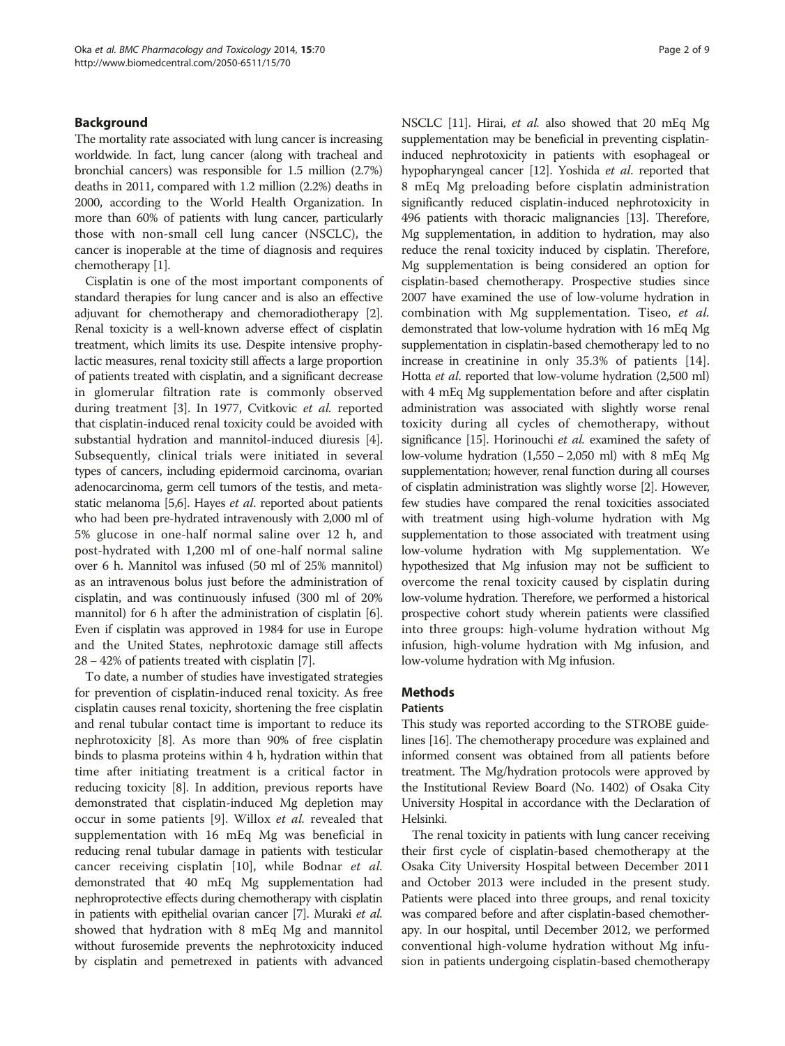## Background

The mortality rate associated with lung cancer is increasing worldwide. In fact, lung cancer (along with tracheal and bronchial cancers) was responsible for 1.5 million (2.7%) deaths in 2011, compared with 1.2 million (2.2%) deaths in 2000, according to the World Health Organization. In more than 60% of patients with lung cancer, particularly those with non-small cell lung cancer (NSCLC), the cancer is inoperable at the time of diagnosis and requires chemotherapy [1].

Cisplatin is one of the most important components of standard therapies for lung cancer and is also an effective adjuvant for chemotherapy and chemoradiotherapy [2]. Renal toxicity is a well-known adverse effect of cisplatin treatment, which limits its use. Despite intensive prophylactic measures, renal toxicity still affects a large proportion of patients treated with cisplatin, and a significant decrease in glomerular filtration rate is commonly observed during treatment [3]. In 1977, Cvitkovic *et al.* reported that cisplatin-induced renal toxicity could be avoided with substantial hydration and mannitol-induced diuresis [4]. Subsequently, clinical trials were initiated in several types of cancers, including epidermoid carcinoma, ovarian adenocarcinoma, germ cell tumors of the testis, and metastatic melanoma [5,6]. Hayes *et al.* reported about patients who had been pre-hydrated intravenously with 2,000 ml of 5% glucose in one-half normal saline over 12 h, and post-hydrated with 1,200 ml of one-half normal saline over 6 h. Mannitol was infused (50 ml of 25% mannitol) as an intravenous bolus just before the administration of cisplatin, and was continuously infused (300 ml of 20% mannitol) for 6 h after the administration of cisplatin [6]. Even if cisplatin was approved in 1984 for use in Europe and the United States, nephrotoxic damage still affects 28 – 42% of patients treated with cisplatin [7].

To date, a number of studies have investigated strategies for prevention of cisplatin-induced renal toxicity. As free cisplatin causes renal toxicity, shortening the free cisplatin and renal tubular contact time is important to reduce its nephrotoxicity [8]. As more than 90% of free cisplatin binds to plasma proteins within 4 h, hydration within that time after initiating treatment is a critical factor in reducing toxicity [8]. In addition, previous reports have demonstrated that cisplatin-induced Mg depletion may occur in some patients [9]. Willox *et al.* revealed that supplementation with 16 mEq Mg was beneficial in reducing renal tubular damage in patients with testicular cancer receiving cisplatin [10], while Bodnar *et al.* demonstrated that 40 mEq Mg supplementation had nephroprotective effects during chemotherapy with cisplatin in patients with epithelial ovarian cancer [7]. Muraki *et al.* showed that hydration with 8 mEq Mg and mannitol without furosemide prevents the nephrotoxicity induced by cisplatin and pemetrexed in patients with advanced NSCLC [11]. Hirai, *et al.* also showed that 20 mEq Mg supplementation may be beneficial in preventing cisplatin-induced nephrotoxicity in patients with esophageal or hypopharyngeal cancer [12]. Yoshida *et al.* reported that 8 mEq Mg preloading before cisplatin administration significantly reduced cisplatin-induced nephrotoxicity in 496 patients with thoracic malignancies [13]. Therefore, Mg supplementation, in addition to hydration, may also reduce the renal toxicity induced by cisplatin. Therefore, Mg supplementation is being considered an option for cisplatin-based chemotherapy. Prospective studies since 2007 have examined the use of low-volume hydration in combination with Mg supplementation. Tiseo, *et al.* demonstrated that low-volume hydration with 16 mEq Mg supplementation in cisplatin-based chemotherapy led to no increase in creatinine in only 35.3% of patients [14]. Hotta *et al.* reported that low-volume hydration (2,500 ml) with 4 mEq Mg supplementation before and after cisplatin administration was associated with slightly worse renal toxicity during all cycles of chemotherapy, without significance [15]. Horinouchi *et al.* examined the safety of low-volume hydration (1,550 – 2,050 ml) with 8 mEq Mg supplementation; however, renal function during all courses of cisplatin administration was slightly worse [2]. However, few studies have compared the renal toxicities associated with treatment using high-volume hydration with Mg supplementation to those associated with treatment using low-volume hydration with Mg supplementation. We hypothesized that Mg infusion may not be sufficient to overcome the renal toxicity caused by cisplatin during low-volume hydration. Therefore, we performed a historical prospective cohort study wherein patients were classified into three groups: high-volume hydration without Mg infusion, high-volume hydration with Mg infusion, and low-volume hydration with Mg infusion.

## Methods

### Patients

This study was reported according to the STROBE guidelines [16]. The chemotherapy procedure was explained and informed consent was obtained from all patients before treatment. The Mg/hydration protocols were approved by the Institutional Review Board (No. 1402) of Osaka City University Hospital in accordance with the Declaration of Helsinki.

The renal toxicity in patients with lung cancer receiving their first cycle of cisplatin-based chemotherapy at the Osaka City University Hospital between December 2011 and October 2013 were included in the present study. Patients were placed into three groups, and renal toxicity was compared before and after cisplatin-based chemotherapy. In our hospital, until December 2012, we performed conventional high-volume hydration without Mg infusion in patients undergoing cisplatin-based chemotherapy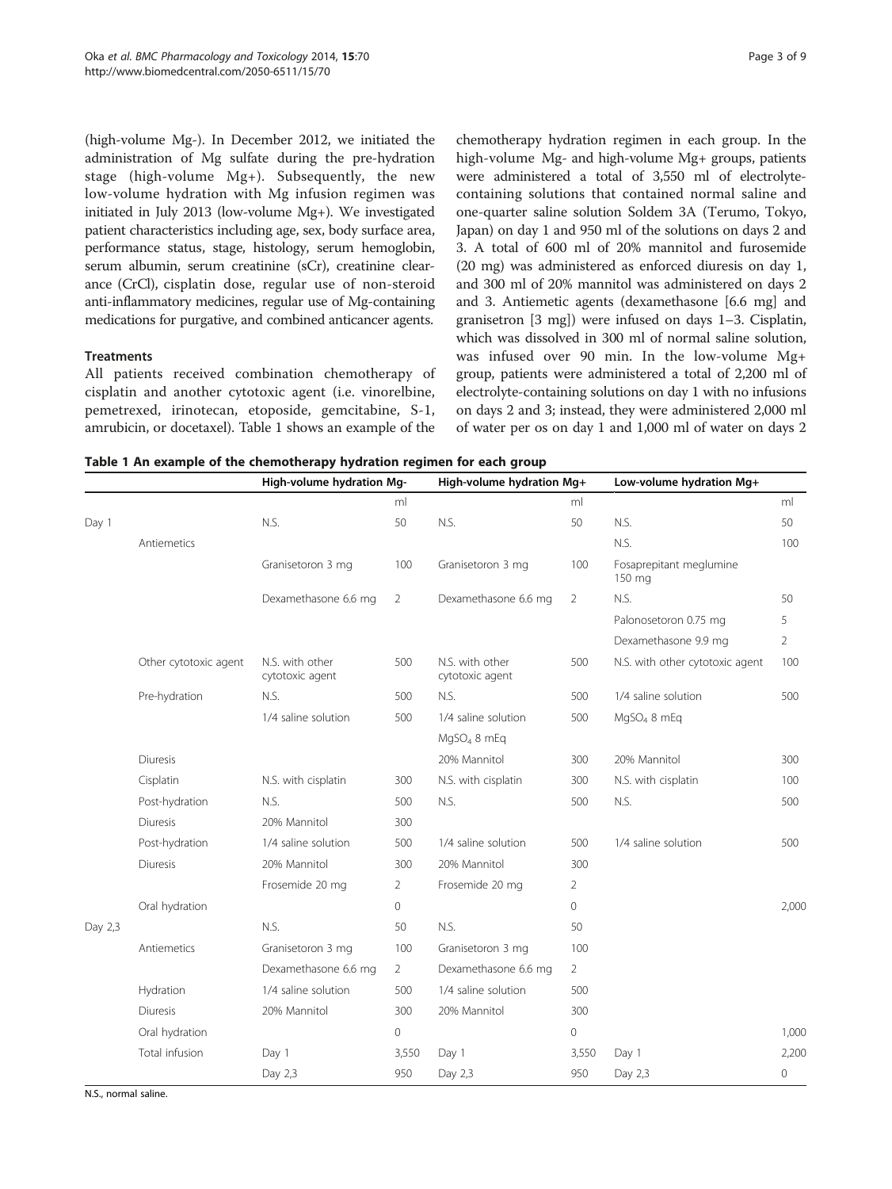(high-volume Mg-). In December 2012, we initiated the administration of Mg sulfate during the pre-hydration stage (high-volume Mg+). Subsequently, the new low-volume hydration with Mg infusion regimen was initiated in July 2013 (low-volume Mg+). We investigated patient characteristics including age, sex, body surface area, performance status, stage, histology, serum hemoglobin, serum albumin, serum creatinine (sCr), creatinine clearance (CrCl), cisplatin dose, regular use of non-steroid anti-inflammatory medicines, regular use of Mg-containing medications for purgative, and combined anticancer agents.

### Treatments

All patients received combination chemotherapy of cisplatin and another cytotoxic agent (i.e. vinorelbine, pemetrexed, irinotecan, etoposide, gemcitabine, S-1, amrubicin, or docetaxel). Table 1 shows an example of the chemotherapy hydration regimen in each group. In the high-volume Mg- and high-volume Mg+ groups, patients were administered a total of 3,550 ml of electrolyte-containing solutions that contained normal saline and one-quarter saline solution Soldem 3A (Terumo, Tokyo, Japan) on day 1 and 950 ml of the solutions on days 2 and 3. A total of 600 ml of 20% mannitol and furosemide (20 mg) was administered as enforced diuresis on day 1, and 300 ml of 20% mannitol was administered on days 2 and 3. Antiemetic agents (dexamethasone [6.6 mg] and granisetron [3 mg]) were infused on days 1–3. Cisplatin, which was dissolved in 300 ml of normal saline solution, was infused over 90 min. In the low-volume Mg+ group, patients were administered a total of 2,200 ml of electrolyte-containing solutions on day 1 with no infusions on days 2 and 3; instead, they were administered 2,000 ml of water per os on day 1 and 1,000 ml of water on days 2

**Table 1 An example of the chemotherapy hydration regimen for each group**

| | | High-volume hydration Mg- | | High-volume hydration Mg+ | | Low-volume hydration Mg+ | |
|---|---|---|---|---|---|---|---|
| | | | ml | | ml | | ml |
| Day 1 | | N.S. | 50 | N.S. | 50 | N.S. | 50 |
| | Antiemetics | | | | | N.S. | 100 |
| | | Granisetoron 3 mg | 100 | Granisetoron 3 mg | 100 | Fosaprepitant meglumine 150 mg | |
| | | Dexamethasone 6.6 mg | 2 | Dexamethasone 6.6 mg | 2 | N.S. | 50 |
| | | | | | | Palonosetoron 0.75 mg | 5 |
| | | | | | | Dexamethasone 9.9 mg | 2 |
| | Other cytotoxic agent | N.S. with other cytotoxic agent | 500 | N.S. with other cytotoxic agent | 500 | N.S. with other cytotoxic agent | 100 |
| | Pre-hydration | N.S. | 500 | N.S. | 500 | 1/4 saline solution | 500 |
| | | 1/4 saline solution | 500 | 1/4 saline solution | 500 | $MgSO_4$ 8 mEq | |
| | | | | $MgSO_4$ 8 mEq | | | |
| | Diuresis | | | 20% Mannitol | 300 | 20% Mannitol | 300 |
| | Cisplatin | N.S. with cisplatin | 300 | N.S. with cisplatin | 300 | N.S. with cisplatin | 100 |
| | Post-hydration | N.S. | 500 | N.S. | 500 | N.S. | 500 |
| | Diuresis | 20% Mannitol | 300 | | | | |
| | Post-hydration | 1/4 saline solution | 500 | 1/4 saline solution | 500 | 1/4 saline solution | 500 |
| | Diuresis | 20% Mannitol | 300 | 20% Mannitol | 300 | | |
| | | Frosemide 20 mg | 2 | Frosemide 20 mg | 2 | | |
| | Oral hydration | | 0 | | 0 | | 2,000 |
| Day 2,3 | | N.S. | 50 | N.S. | 50 | | |
| | Antiemetics | Granisetoron 3 mg | 100 | Granisetoron 3 mg | 100 | | |
| | | Dexamethasone 6.6 mg | 2 | Dexamethasone 6.6 mg | 2 | | |
| | Hydration | 1/4 saline solution | 500 | 1/4 saline solution | 500 | | |
| | Diuresis | 20% Mannitol | 300 | 20% Mannitol | 300 | | |
| | Oral hydration | | 0 | | 0 | | 1,000 |
| | Total infusion | Day 1 | 3,550 | Day 1 | 3,550 | Day 1 | 2,200 |
| | | Day 2,3 | 950 | Day 2,3 | 950 | Day 2,3 | 0 |

N.S., normal saline.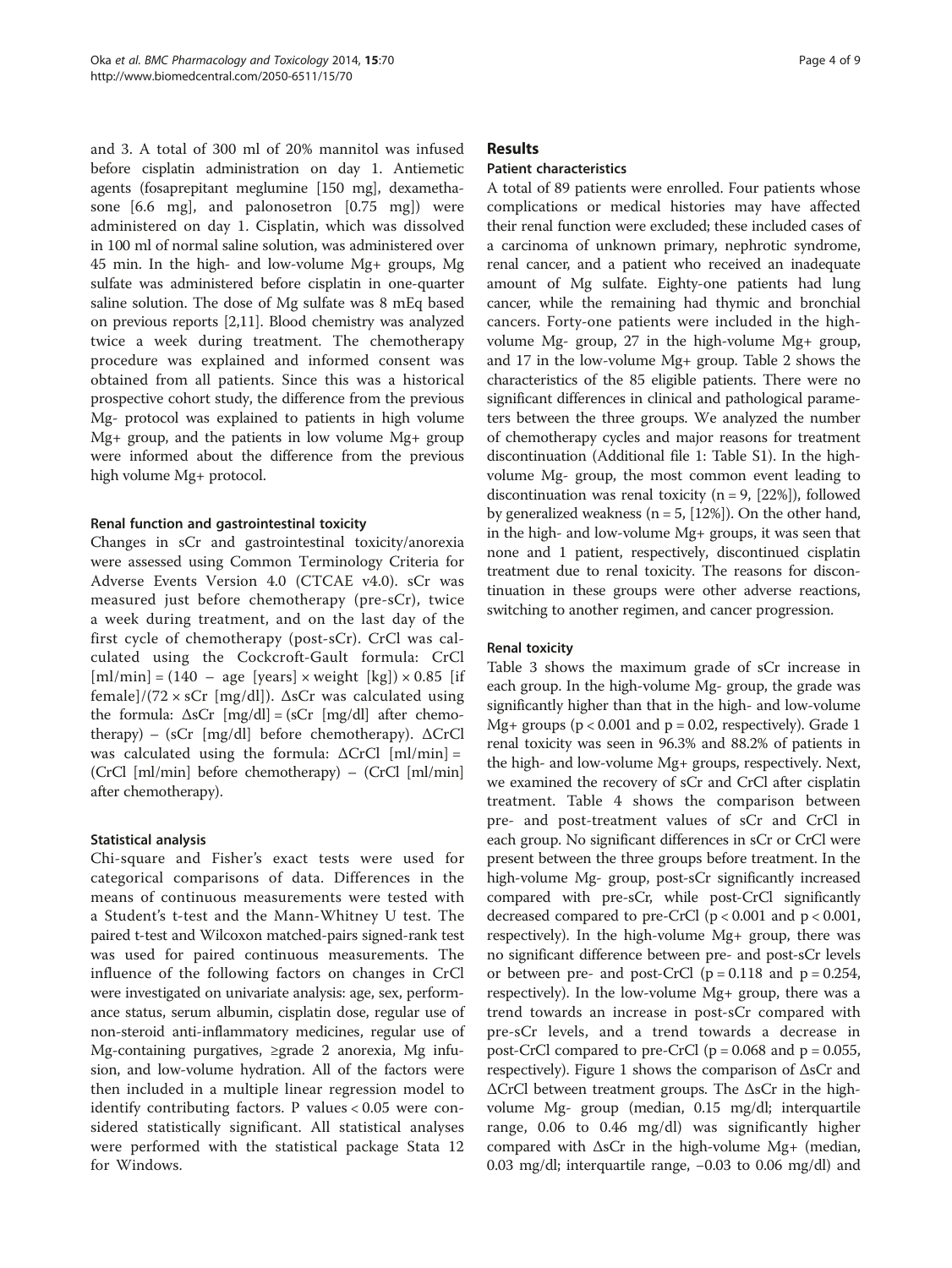and 3. A total of 300 ml of 20% mannitol was infused before cisplatin administration on day 1. Antiemetic agents (fosaprepitant meglumine [150 mg], dexamethasone [6.6 mg], and palonosetron [0.75 mg]) were administered on day 1. Cisplatin, which was dissolved in 100 ml of normal saline solution, was administered over 45 min. In the high- and low-volume Mg+ groups, Mg sulfate was administered before cisplatin in one-quarter saline solution. The dose of Mg sulfate was 8 mEq based on previous reports [2,11]. Blood chemistry was analyzed twice a week during treatment. The chemotherapy procedure was explained and informed consent was obtained from all patients. Since this was a historical prospective cohort study, the difference from the previous Mg- protocol was explained to patients in high volume Mg+ group, and the patients in low volume Mg+ group were informed about the difference from the previous high volume Mg+ protocol.

### Renal function and gastrointestinal toxicity

Changes in sCr and gastrointestinal toxicity/anorexia were assessed using Common Terminology Criteria for Adverse Events Version 4.0 (CTCAE v4.0). sCr was measured just before chemotherapy (pre-sCr), twice a week during treatment, and on the last day of the first cycle of chemotherapy (post-sCr). CrCl was calculated using the Cockcroft-Gault formula: CrCl [ml/min] = (140 − age [years] × weight [kg]) × 0.85 [if female]/(72 × sCr [mg/dl]). ΔsCr was calculated using the formula: ΔsCr [mg/dl] = (sCr [mg/dl] after chemotherapy) − (sCr [mg/dl] before chemotherapy). ΔCrCl was calculated using the formula: ΔCrCl [ml/min] = (CrCl [ml/min] before chemotherapy) − (CrCl [ml/min] after chemotherapy).

### Statistical analysis

Chi-square and Fisher's exact tests were used for categorical comparisons of data. Differences in the means of continuous measurements were tested with a Student's t-test and the Mann-Whitney U test. The paired t-test and Wilcoxon matched-pairs signed-rank test was used for paired continuous measurements. The influence of the following factors on changes in CrCl were investigated on univariate analysis: age, sex, performance status, serum albumin, cisplatin dose, regular use of non-steroid anti-inflammatory medicines, regular use of Mg-containing purgatives, ≥grade 2 anorexia, Mg infusion, and low-volume hydration. All of the factors were then included in a multiple linear regression model to identify contributing factors. P values < 0.05 were considered statistically significant. All statistical analyses were performed with the statistical package Stata 12 for Windows.

## Results

### Patient characteristics

A total of 89 patients were enrolled. Four patients whose complications or medical histories may have affected their renal function were excluded; these included cases of a carcinoma of unknown primary, nephrotic syndrome, renal cancer, and a patient who received an inadequate amount of Mg sulfate. Eighty-one patients had lung cancer, while the remaining had thymic and bronchial cancers. Forty-one patients were included in the high-volume Mg- group, 27 in the high-volume Mg+ group, and 17 in the low-volume Mg+ group. Table 2 shows the characteristics of the 85 eligible patients. There were no significant differences in clinical and pathological parameters between the three groups. We analyzed the number of chemotherapy cycles and major reasons for treatment discontinuation (Additional file 1: Table S1). In the high-volume Mg- group, the most common event leading to discontinuation was renal toxicity (n = 9, [22%]), followed by generalized weakness (n = 5, [12%]). On the other hand, in the high- and low-volume Mg+ groups, it was seen that none and 1 patient, respectively, discontinued cisplatin treatment due to renal toxicity. The reasons for discontinuation in these groups were other adverse reactions, switching to another regimen, and cancer progression.

### Renal toxicity

Table 3 shows the maximum grade of sCr increase in each group. In the high-volume Mg- group, the grade was significantly higher than that in the high- and low-volume Mg+ groups ($p < 0.001$ and $p = 0.02$, respectively). Grade 1 renal toxicity was seen in 96.3% and 88.2% of patients in the high- and low-volume Mg+ groups, respectively. Next, we examined the recovery of sCr and CrCl after cisplatin treatment. Table 4 shows the comparison between pre- and post-treatment values of sCr and CrCl in each group. No significant differences in sCr or CrCl were present between the three groups before treatment. In the high-volume Mg- group, post-sCr significantly increased compared with pre-sCr, while post-CrCl significantly decreased compared to pre-CrCl ($p < 0.001$ and $p < 0.001$, respectively). In the high-volume Mg+ group, there was no significant difference between pre- and post-sCr levels or between pre- and post-CrCl ($p = 0.118$ and $p = 0.254$, respectively). In the low-volume Mg+ group, there was a trend towards an increase in post-sCr compared with pre-sCr levels, and a trend towards a decrease in post-CrCl compared to pre-CrCl ($p = 0.068$ and $p = 0.055$, respectively). Figure 1 shows the comparison of ΔsCr and ΔCrCl between treatment groups. The ΔsCr in the high-volume Mg- group (median, 0.15 mg/dl; interquartile range, 0.06 to 0.46 mg/dl) was significantly higher compared with ΔsCr in the high-volume Mg+ (median, 0.03 mg/dl; interquartile range, −0.03 to 0.06 mg/dl) and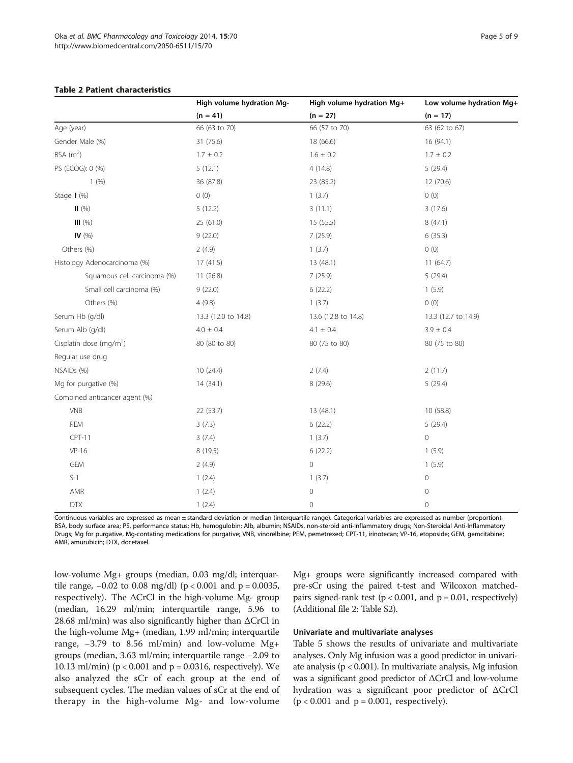**Table 2 Patient characteristics**

| | High volume hydration Mg- (n = 41) | High volume hydration Mg+ (n = 27) | Low volume hydration Mg+ (n = 17) |
|---|---|---|---|
| Age (year) | 66 (63 to 70) | 66 (57 to 70) | 63 (62 to 67) |
| Gender Male (%) | 31 (75.6) | 18 (66.6) | 16 (94.1) |
| BSA ($m^2$) | 1.7 ± 0.2 | 1.6 ± 0.2 | 1.7 ± 0.2 |
| PS (ECOG): 0 (%) | 5 (12.1) | 4 (14.8) | 5 (29.4) |
| 1 (%) | 36 (87.8) | 23 (85.2) | 12 (70.6) |
| Stage **I** (%) | 0 (0) | 1 (3.7) | 0 (0) |
| **II** (%) | 5 (12.2) | 3 (11.1) | 3 (17.6) |
| **III** (%) | 25 (61.0) | 15 (55.5) | 8 (47.1) |
| **IV** (%) | 9 (22.0) | 7 (25.9) | 6 (35.3) |
| Others (%) | 2 (4.9) | 1 (3.7) | 0 (0) |
| Histology Adenocarcinoma (%) | 17 (41.5) | 13 (48.1) | 11 (64.7) |
| Squamous cell carcinoma (%) | 11 (26.8) | 7 (25.9) | 5 (29.4) |
| Small cell carcinoma (%) | 9 (22.0) | 6 (22.2) | 1 (5.9) |
| Others (%) | 4 (9.8) | 1 (3.7) | 0 (0) |
| Serum Hb (g/dl) | 13.3 (12.0 to 14.8) | 13.6 (12.8 to 14.8) | 13.3 (12.7 to 14.9) |
| Serum Alb (g/dl) | 4.0 ± 0.4 | 4.1 ± 0.4 | 3.9 ± 0.4 |
| Cisplatin dose (mg/$m^2$) | 80 (80 to 80) | 80 (75 to 80) | 80 (75 to 80) |
| Regular use drug | | | |
| NSAIDs (%) | 10 (24.4) | 2 (7.4) | 2 (11.7) |
| Mg for purgative (%) | 14 (34.1) | 8 (29.6) | 5 (29.4) |
| Combined anticancer agent (%) | | | |
| VNB | 22 (53.7) | 13 (48.1) | 10 (58.8) |
| PEM | 3 (7.3) | 6 (22.2) | 5 (29.4) |
| CPT-11 | 3 (7.4) | 1 (3.7) | 0 |
| VP-16 | 8 (19.5) | 6 (22.2) | 1 (5.9) |
| GEM | 2 (4.9) | 0 | 1 (5.9) |
| S-1 | 1 (2.4) | 1 (3.7) | 0 |
| AMR | 1 (2.4) | 0 | 0 |
| DTX | 1 (2.4) | 0 | 0 |

Continuous variables are expressed as mean ± standard deviation or median (interquartile range). Categorical variables are expressed as number (proportion). BSA, body surface area; PS, performance status; Hb, hemogulobin; Alb, albumin; NSAIDs, non-steroid anti-Inflammatory drugs; Non-Steroidal Anti-Inflammatory Drugs; Mg for purgative, Mg-contating medications for purgative; VNB, vinorelbine; PEM, pemetrexed; CPT-11, irinotecan; VP-16, etoposide; GEM, gemcitabine; AMR, amurubicin; DTX, docetaxel.

low-volume Mg+ groups (median, 0.03 mg/dl; interquartile range, −0.02 to 0.08 mg/dl) ($p < 0.001$ and $p = 0.0035$, respectively). The ΔCrCl in the high-volume Mg- group (median, 16.29 ml/min; interquartile range, 5.96 to 28.68 ml/min) was also significantly higher than ΔCrCl in the high-volume Mg+ (median, 1.99 ml/min; interquartile range, −3.79 to 8.56 ml/min) and low-volume Mg+ groups (median, 3.63 ml/min; interquartile range −2.09 to 10.13 ml/min) ($p < 0.001$ and $p = 0.0316$, respectively). We also analyzed the sCr of each group at the end of subsequent cycles. The median values of sCr at the end of therapy in the high-volume Mg- and low-volume Mg+ groups were significantly increased compared with pre-sCr using the paired t-test and Wilcoxon matched-pairs signed-rank test ($p < 0.001$, and $p = 0.01$, respectively) (Additional file 2: Table S2).

### Univariate and multivariate analyses

Table 5 shows the results of univariate and multivariate analyses. Only Mg infusion was a good predictor in univariate analysis ($p < 0.001$). In multivariate analysis, Mg infusion was a significant good predictor of ΔCrCl and low-volume hydration was a significant poor predictor of ΔCrCl ($p < 0.001$ and $p = 0.001$, respectively).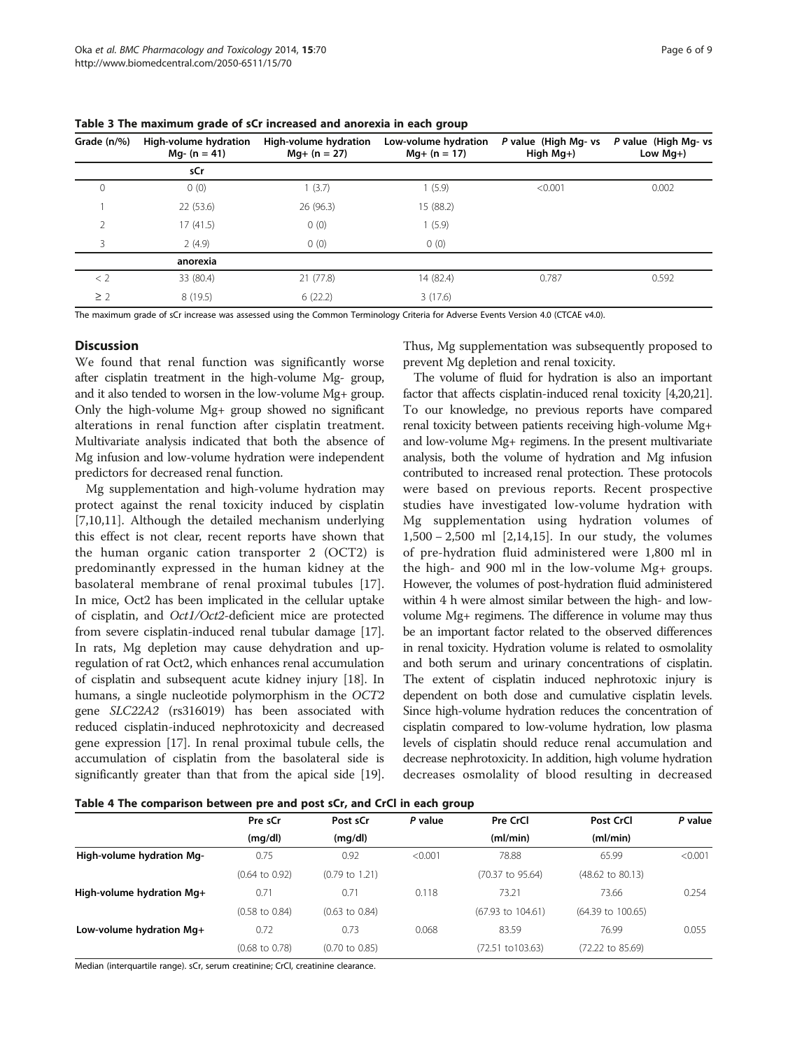**Table 3 The maximum grade of sCr increased and anorexia in each group**

| Grade (n/%) | High-volume hydration Mg- (n = 41) | High-volume hydration Mg+ (n = 27) | Low-volume hydration Mg+ (n = 17) | *P* value (High Mg- vs High Mg+) | *P* value (High Mg- vs Low Mg+) |
|---|---|---|---|---|---|
| | sCr | | | | |
| 0 | 0 (0) | 1 (3.7) | 1 (5.9) | <0.001 | 0.002 |
| 1 | 22 (53.6) | 26 (96.3) | 15 (88.2) | | |
| 2 | 17 (41.5) | 0 (0) | 1 (5.9) | | |
| 3 | 2 (4.9) | 0 (0) | 0 (0) | | |
| | anorexia | | | | |
| < 2 | 33 (80.4) | 21 (77.8) | 14 (82.4) | 0.787 | 0.592 |
| ≥ 2 | 8 (19.5) | 6 (22.2) | 3 (17.6) | | |

The maximum grade of sCr increase was assessed using the Common Terminology Criteria for Adverse Events Version 4.0 (CTCAE v4.0).

## Discussion

We found that renal function was significantly worse after cisplatin treatment in the high-volume Mg- group, and it also tended to worsen in the low-volume Mg+ group. Only the high-volume Mg+ group showed no significant alterations in renal function after cisplatin treatment. Multivariate analysis indicated that both the absence of Mg infusion and low-volume hydration were independent predictors for decreased renal function.

Mg supplementation and high-volume hydration may protect against the renal toxicity induced by cisplatin [7,10,11]. Although the detailed mechanism underlying this effect is not clear, recent reports have shown that the human organic cation transporter 2 (OCT2) is predominantly expressed in the human kidney at the basolateral membrane of renal proximal tubules [17]. In mice, Oct2 has been implicated in the cellular uptake of cisplatin, and *Oct1/Oct2*-deficient mice are protected from severe cisplatin-induced renal tubular damage [17]. In rats, Mg depletion may cause dehydration and upregulation of rat Oct2, which enhances renal accumulation of cisplatin and subsequent acute kidney injury [18]. In humans, a single nucleotide polymorphism in the *OCT2* gene *SLC22A2* (rs316019) has been associated with reduced cisplatin-induced nephrotoxicity and decreased gene expression [17]. In renal proximal tubule cells, the accumulation of cisplatin from the basolateral side is significantly greater than that from the apical side [19]. Thus, Mg supplementation was subsequently proposed to prevent Mg depletion and renal toxicity.

The volume of fluid for hydration is also an important factor that affects cisplatin-induced renal toxicity [4,20,21]. To our knowledge, no previous reports have compared renal toxicity between patients receiving high-volume Mg+ and low-volume Mg+ regimens. In the present multivariate analysis, both the volume of hydration and Mg infusion contributed to increased renal protection. These protocols were based on previous reports. Recent prospective studies have investigated low-volume hydration with Mg supplementation using hydration volumes of 1,500 – 2,500 ml [2,14,15]. In our study, the volumes of pre-hydration fluid administered were 1,800 ml in the high- and 900 ml in the low-volume Mg+ groups. However, the volumes of post-hydration fluid administered within 4 h were almost similar between the high- and low-volume Mg+ regimens. The difference in volume may thus be an important factor related to the observed differences in renal toxicity. Hydration volume is related to osmolality and both serum and urinary concentrations of cisplatin. The extent of cisplatin induced nephrotoxic injury is dependent on both dose and cumulative cisplatin levels. Since high-volume hydration reduces the concentration of cisplatin compared to low-volume hydration, low plasma levels of cisplatin should reduce renal accumulation and decrease nephrotoxicity. In addition, high volume hydration decreases osmolality of blood resulting in decreased

**Table 4 The comparison between pre and post sCr, and CrCl in each group**

| | Pre sCr (mg/dl) | Post sCr (mg/dl) | *P* value | Pre CrCl (ml/min) | Post CrCl (ml/min) | *P* value |
|---|---|---|---|---|---|---|
| **High-volume hydration Mg-** | 0.75 (0.64 to 0.92) | 0.92 (0.79 to 1.21) | <0.001 | 78.88 (70.37 to 95.64) | 65.99 (48.62 to 80.13) | <0.001 |
| **High-volume hydration Mg+** | 0.71 (0.58 to 0.84) | 0.71 (0.63 to 0.84) | 0.118 | 73.21 (67.93 to 104.61) | 73.66 (64.39 to 100.65) | 0.254 |
| **Low-volume hydration Mg+** | 0.72 (0.68 to 0.78) | 0.73 (0.70 to 0.85) | 0.068 | 83.59 (72.51 to103.63) | 76.99 (72.22 to 85.69) | 0.055 |

Median (interquartile range). sCr, serum creatinine; CrCl, creatinine clearance.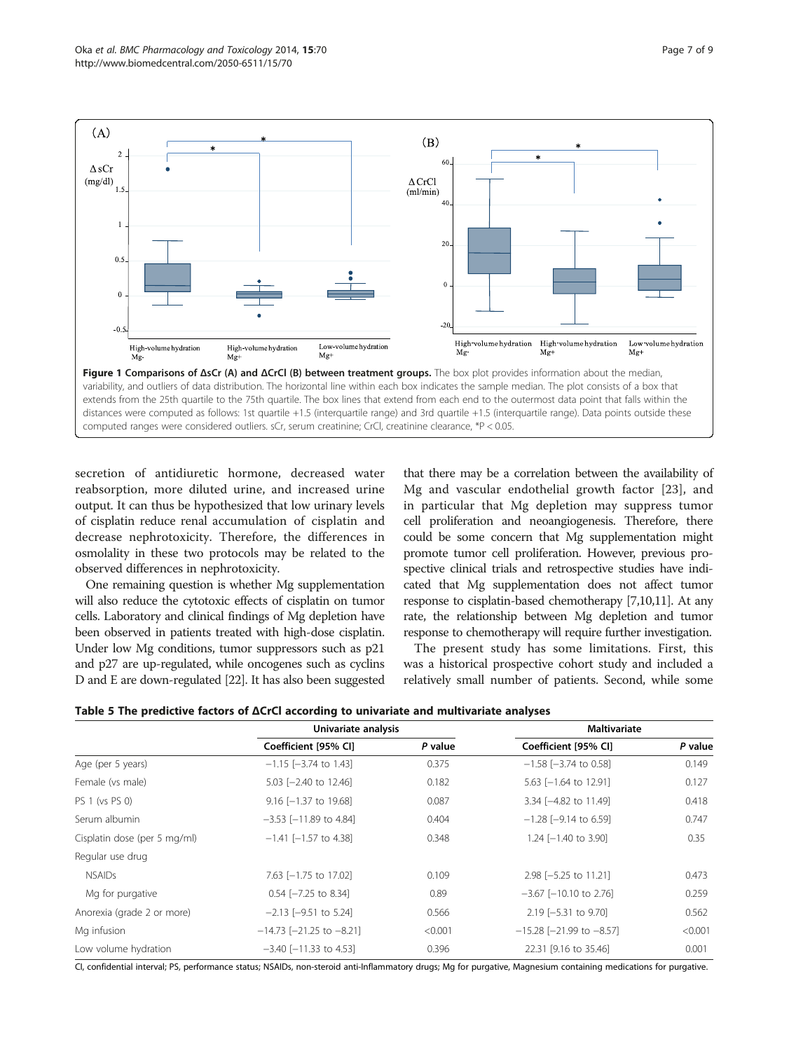Figure 1 Comparisons of ΔsCr (A) and ΔCrCl (B) between treatment groups. The box plot provides information about the median, variability, and outliers of data distribution. The horizontal line within each box indicates the sample median. The plot consists of a box that extends from the 25th quartile to the 75th quartile. The box lines that extend from each end to the outermost data point that falls within the distances were computed as follows: 1st quartile +1.5 (interquartile range) and 3rd quartile +1.5 (interquartile range). Data points outside these computed ranges were considered outliers. sCr, serum creatinine; CrCl, creatinine clearance, *P < 0.05.

secretion of antidiuretic hormone, decreased water reabsorption, more diluted urine, and increased urine output. It can thus be hypothesized that low urinary levels of cisplatin reduce renal accumulation of cisplatin and decrease nephrotoxicity. Therefore, the differences in osmolality in these two protocols may be related to the observed differences in nephrotoxicity.

One remaining question is whether Mg supplementation will also reduce the cytotoxic effects of cisplatin on tumor cells. Laboratory and clinical findings of Mg depletion have been observed in patients treated with high-dose cisplatin. Under low Mg conditions, tumor suppressors such as p21 and p27 are up-regulated, while oncogenes such as cyclins D and E are down-regulated [22]. It has also been suggested that there may be a correlation between the availability of Mg and vascular endothelial growth factor [23], and in particular that Mg depletion may suppress tumor cell proliferation and neoangiogenesis. Therefore, there could be some concern that Mg supplementation might promote tumor cell proliferation. However, previous prospective clinical trials and retrospective studies have indicated that Mg supplementation does not affect tumor response to cisplatin-based chemotherapy [7,10,11]. At any rate, the relationship between Mg depletion and tumor response to chemotherapy will require further investigation.

The present study has some limitations. First, this was a historical prospective cohort study and included a relatively small number of patients. Second, while some

**Table 5 The predictive factors of ΔCrCl according to univariate and multivariate analyses**

| | Univariate analysis | | Maltivariate | |
|---|---|---|---|---|
| | Coefficient [95% CI] | *P* value | Coefficient [95% CI] | *P* value |
| Age (per 5 years) | −1.15 [−3.74 to 1.43] | 0.375 | −1.58 [−3.74 to 0.58] | 0.149 |
| Female (vs male) | 5.03 [−2.40 to 12.46] | 0.182 | 5.63 [−1.64 to 12.91] | 0.127 |
| PS 1 (vs PS 0) | 9.16 [−1.37 to 19.68] | 0.087 | 3.34 [−4.82 to 11.49] | 0.418 |
| Serum albumin | −3.53 [−11.89 to 4.84] | 0.404 | −1.28 [−9.14 to 6.59] | 0.747 |
| Cisplatin dose (per 5 mg/ml) | −1.41 [−1.57 to 4.38] | 0.348 | 1.24 [−1.40 to 3.90] | 0.35 |
| Regular use drug | | | | |
| NSAIDs | 7.63 [−1.75 to 17.02] | 0.109 | 2.98 [−5.25 to 11.21] | 0.473 |
| Mg for purgative | 0.54 [−7.25 to 8.34] | 0.89 | −3.67 [−10.10 to 2.76] | 0.259 |
| Anorexia (grade 2 or more) | −2.13 [−9.51 to 5.24] | 0.566 | 2.19 [−5.31 to 9.70] | 0.562 |
| Mg infusion | −14.73 [−21.25 to −8.21] | <0.001 | −15.28 [−21.99 to −8.57] | <0.001 |
| Low volume hydration | −3.40 [−11.33 to 4.53] | 0.396 | 22.31 [9.16 to 35.46] | 0.001 |

CI, confidential interval; PS, performance status; NSAIDs, non-steroid anti-Inflammatory drugs; Mg for purgative, Magnesium containing medications for purgative.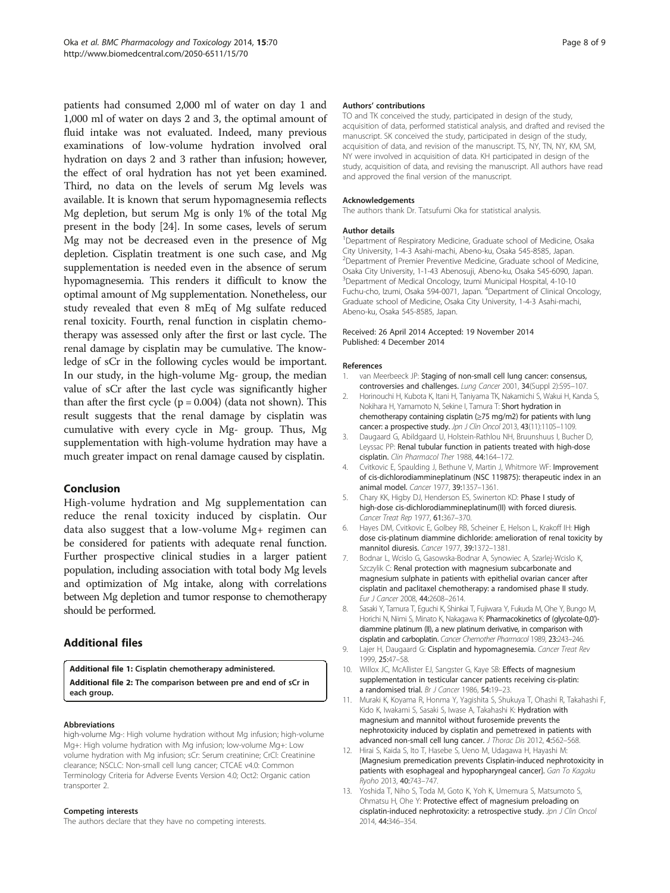patients had consumed 2,000 ml of water on day 1 and 1,000 ml of water on days 2 and 3, the optimal amount of fluid intake was not evaluated. Indeed, many previous examinations of low-volume hydration involved oral hydration on days 2 and 3 rather than infusion; however, the effect of oral hydration has not yet been examined. Third, no data on the levels of serum Mg levels was available. It is known that serum hypomagnesemia reflects Mg depletion, but serum Mg is only 1% of the total Mg present in the body [24]. In some cases, levels of serum Mg may not be decreased even in the presence of Mg depletion. Cisplatin treatment is one such case, and Mg supplementation is needed even in the absence of serum hypomagnesemia. This renders it difficult to know the optimal amount of Mg supplementation. Nonetheless, our study revealed that even 8 mEq of Mg sulfate reduced renal toxicity. Fourth, renal function in cisplatin chemotherapy was assessed only after the first or last cycle. The renal damage by cisplatin may be cumulative. The knowledge of sCr in the following cycles would be important. In our study, in the high-volume Mg- group, the median value of sCr after the last cycle was significantly higher than after the first cycle ($p = 0.004$) (data not shown). This result suggests that the renal damage by cisplatin was cumulative with every cycle in Mg- group. Thus, Mg supplementation with high-volume hydration may have a much greater impact on renal damage caused by cisplatin.

## Conclusion

High-volume hydration and Mg supplementation can reduce the renal toxicity induced by cisplatin. Our data also suggest that a low-volume Mg+ regimen can be considered for patients with adequate renal function. Further prospective clinical studies in a larger patient population, including association with total body Mg levels and optimization of Mg intake, along with correlations between Mg depletion and tumor response to chemotherapy should be performed.

## Additional files

**Additional file 1: Cisplatin chemotherapy administered.**

**Additional file 2: The comparison between pre and end of sCr in each group.**

#### Abbreviations

high-volume Mg-: High volume hydration without Mg infusion; high-volume Mg+: High volume hydration with Mg infusion; low-volume Mg+: Low volume hydration with Mg infusion; sCr: Serum creatinine; CrCl: Creatinine clearance; NSCLC: Non-small cell lung cancer; CTCAE v4.0: Common Terminology Criteria for Adverse Events Version 4.0; Oct2: Organic cation transporter 2.

#### Competing interests

The authors declare that they have no competing interests.

#### Authors' contributions

TO and TK conceived the study, participated in design of the study, acquisition of data, performed statistical analysis, and drafted and revised the manuscript. SK conceived the study, participated in design of the study, acquisition of data, and revision of the manuscript. TS, NY, TN, NY, KM, SM, NY were involved in acquisition of data. KH participated in design of the study, acquisition of data, and revising the manuscript. All authors have read and approved the final version of the manuscript.

#### Acknowledgements

The authors thank Dr. Tatsufumi Oka for statistical analysis.

#### Author details

[1]Department of Respiratory Medicine, Graduate school of Medicine, Osaka City University, 1-4-3 Asahi-machi, Abeno-ku, Osaka 545-8585, Japan. [2]Department of Premier Preventive Medicine, Graduate school of Medicine, Osaka City University, 1-1-43 Abenosuji, Abeno-ku, Osaka 545-6090, Japan. [3]Department of Medical Oncology, Izumi Municipal Hospital, 4-10-10 Fuchu-cho, Izumi, Osaka 594-0071, Japan. [4]Department of Clinical Oncology, Graduate school of Medicine, Osaka City University, 1-4-3 Asahi-machi, Abeno-ku, Osaka 545-8585, Japan.

Received: 26 April 2014 Accepted: 19 November 2014
Published: 4 December 2014

#### References

1. van Meerbeeck JP: **Staging of non-small cell lung cancer: consensus, controversies and challenges.** *Lung Cancer* 2001, **34**(Suppl 2):S95–107.
2. Horinouchi H, Kubota K, Itani H, Taniyama TK, Nakamichi S, Wakui H, Kanda S, Nokihara H, Yamamoto N, Sekine I, Tamura T: **Short hydration in chemotherapy containing cisplatin (≥75 mg/m2) for patients with lung cancer: a prospective study.** *Jpn J Clin Oncol* 2013, **43**(11):1105–1109.
3. Daugaard G, Abildgaard U, Holstein-Rathlou NH, Bruunshuus I, Bucher D, Leyssac PP: **Renal tubular function in patients treated with high-dose cisplatin.** *Clin Pharmacol Ther* 1988, **44**:164–172.
4. Cvitkovic E, Spaulding J, Bethune V, Martin J, Whitmore WF: **Improvement of cis-dichlorodiammineplatinum (NSC 119875): therapeutic index in an animal model.** *Cancer* 1977, **39**:1357–1361.
5. Chary KK, Higby DJ, Henderson ES, Swinerton KD: **Phase I study of high-dose cis-dichlorodiammineplatinum(II) with forced diuresis.** *Cancer Treat Rep* 1977, **61**:367–370.
6. Hayes DM, Cvitkovic E, Golbey RB, Scheiner E, Helson L, Krakoff IH: **High dose cis-platinum diammine dichloride: amelioration of renal toxicity by mannitol diuresis.** *Cancer* 1977, **39**:1372–1381.
7. Bodnar L, Wcislo G, Gasowska-Bodnar A, Synowiec A, Szarlej-Wcislo K, Szczylik C: **Renal protection with magnesium subcarbonate and magnesium sulphate in patients with epithelial ovarian cancer after cisplatin and paclitaxel chemotherapy: a randomised phase II study.** *Eur J Cancer* 2008, **44**:2608–2614.
8. Sasaki Y, Tamura T, Eguchi K, Shinkai T, Fujiwara Y, Fukuda M, Ohe Y, Bungo M, Horichi N, Niimi S, Minato K, Nakagawa K: **Pharmacokinetics of (glycolate-0,0')-diammine platinum (II), a new platinum derivative, in comparison with cisplatin and carboplatin.** *Cancer Chemother Pharmacol* 1989, **23**:243–246.
9. Lajer H, Daugaard G: **Cisplatin and hypomagnesemia.** *Cancer Treat Rev* 1999, **25**:47–58.
10. Willox JC, McAllister EJ, Sangster G, Kaye SB: **Effects of magnesium supplementation in testicular cancer patients receiving cis-platin: a randomised trial.** *Br J Cancer* 1986, **54**:19–23.
11. Muraki K, Koyama R, Honma Y, Yagishita S, Shukuya T, Ohashi R, Takahashi F, Kido K, Iwakami S, Sasaki S, Iwase A, Takahashi K: **Hydration with magnesium and mannitol without furosemide prevents the nephrotoxicity induced by cisplatin and pemetrexed in patients with advanced non-small cell lung cancer.** *J Thorac Dis* 2012, **4**:562–568.
12. Hirai S, Kaida S, Ito T, Hasebe S, Ueno M, Udagawa H, Hayashi M: **[Magnesium premedication prevents Cisplatin-induced nephrotoxicity in patients with esophageal and hypopharyngeal cancer].** *Gan To Kagaku Ryoho* 2013, **40**:743–747.
13. Yoshida T, Niho S, Toda M, Goto K, Yoh K, Umemura S, Matsumoto S, Ohmatsu H, Ohe Y: **Protective effect of magnesium preloading on cisplatin-induced nephrotoxicity: a retrospective study.** *Jpn J Clin Oncol* 2014, **44**:346–354.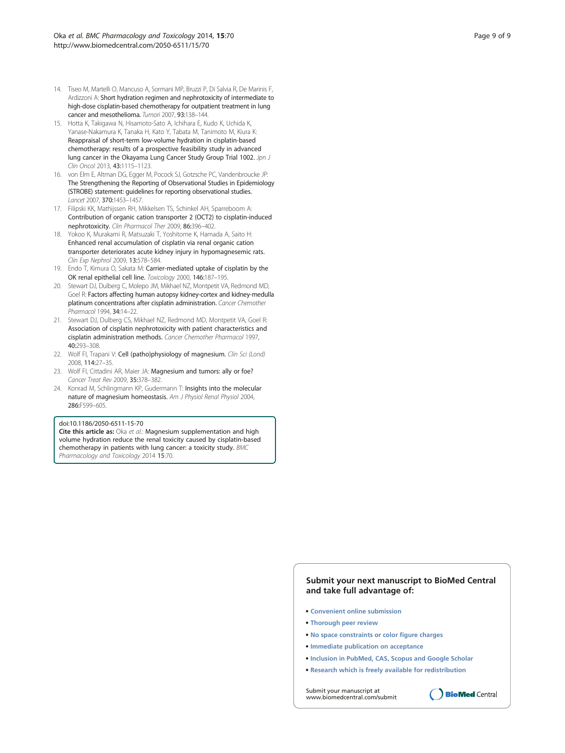14. Tiseo M, Martelli O, Mancuso A, Sormani MP, Bruzzi P, Di Salvia R, De Marinis F, Ardizzoni A: Short hydration regimen and nephrotoxicity of intermediate to high-dose cisplatin-based chemotherapy for outpatient treatment in lung cancer and mesothelioma. *Tumori* 2007, **93**:138–144.
15. Hotta K, Takigawa N, Hisamoto-Sato A, Ichihara E, Kudo K, Uchida K, Yanase-Nakamura K, Tanaka H, Kato Y, Tabata M, Tanimoto M, Kiura K: Reappraisal of short-term low-volume hydration in cisplatin-based chemotherapy: results of a prospective feasibility study in advanced lung cancer in the Okayama Lung Cancer Study Group Trial 1002. *Jpn J Clin Oncol* 2013, **43**:1115–1123.
16. von Elm E, Altman DG, Egger M, Pocock SJ, Gotzsche PC, Vandenbroucke JP: The Strengthening the Reporting of Observational Studies in Epidemiology (STROBE) statement: guidelines for reporting observational studies. *Lancet* 2007, **370**:1453–1457.
17. Filipski KK, Mathijssen RH, Mikkelsen TS, Schinkel AH, Sparreboom A: Contribution of organic cation transporter 2 (OCT2) to cisplatin-induced nephrotoxicity. *Clin Pharmacol Ther* 2009, **86**:396–402.
18. Yokoo K, Murakami R, Matsuzaki T, Yoshitome K, Hamada A, Saito H: Enhanced renal accumulation of cisplatin via renal organic cation transporter deteriorates acute kidney injury in hypomagnesemic rats. *Clin Exp Nephrol* 2009, **13**:578–584.
19. Endo T, Kimura O, Sakata M: Carrier-mediated uptake of cisplatin by the OK renal epithelial cell line. *Toxicology* 2000, **146**:187–195.
20. Stewart DJ, Dulberg C, Molepo JM, Mikhael NZ, Montpetit VA, Redmond MD, Goel R: Factors affecting human autopsy kidney-cortex and kidney-medulla platinum concentrations after cisplatin administration. *Cancer Chemother Pharmacol* 1994, **34**:14–22.
21. Stewart DJ, Dulberg CS, Mikhael NZ, Redmond MD, Montpetit VA, Goel R: Association of cisplatin nephrotoxicity with patient characteristics and cisplatin administration methods. *Cancer Chemother Pharmacol* 1997, **40**:293–308.
22. Wolf FI, Trapani V: Cell (patho)physiology of magnesium. *Clin Sci (Lond)* 2008, **114**:27–35.
23. Wolf FI, Cittadini AR, Maier JA: Magnesium and tumors: ally or foe? *Cancer Treat Rev* 2009, **35**:378–382.
24. Konrad M, Schlingmann KP, Gudermann T: Insights into the molecular nature of magnesium homeostasis. *Am J Physiol Renal Physiol* 2004, **286**:F599–605.

doi:10.1186/2050-6511-15-70

**Cite this article as:** Oka *et al.*: Magnesium supplementation and high volume hydration reduce the renal toxicity caused by cisplatin-based chemotherapy in patients with lung cancer: a toxicity study. *BMC Pharmacology and Toxicology* 2014 **15**:70.

**Submit your next manuscript to BioMed Central and take full advantage of:**

- **Convenient online submission**
- **Thorough peer review**
- **No space constraints or color figure charges**
- **Immediate publication on acceptance**
- **Inclusion in PubMed, CAS, Scopus and Google Scholar**
- **Research which is freely available for redistribution**

Submit your manuscript at www.biomedcentral.com/submit

BioMed Central